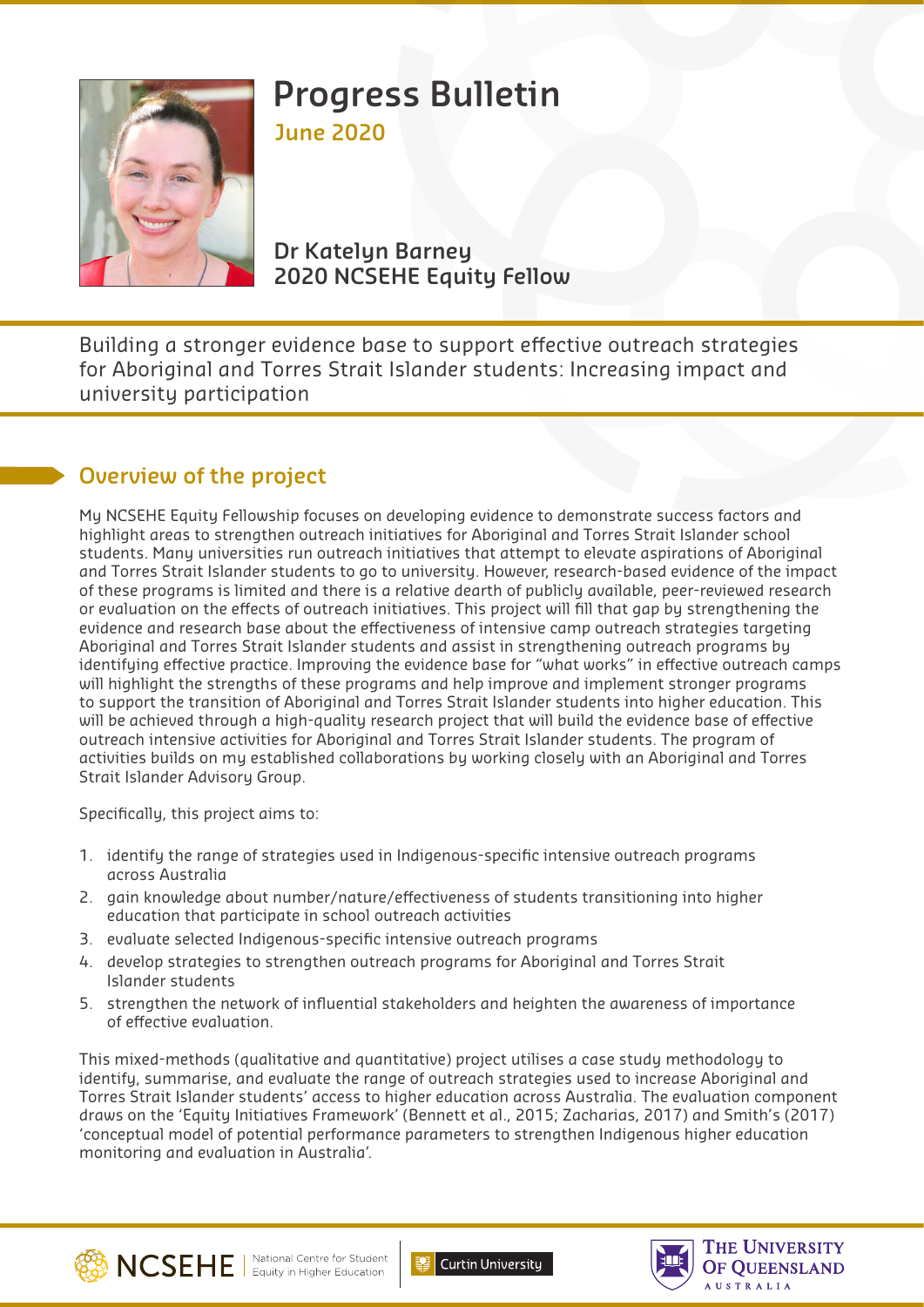# Progress Bulletin

**June 2020**

**Dr Katelyn Barney**
**2020 NCSEHE Equity Fellow**

Building a stronger evidence base to support effective outreach strategies for Aboriginal and Torres Strait Islander students: Increasing impact and university participation

## Overview of the project

My NCSEHE Equity Fellowship focuses on developing evidence to demonstrate success factors and highlight areas to strengthen outreach initiatives for Aboriginal and Torres Strait Islander school students. Many universities run outreach initiatives that attempt to elevate aspirations of Aboriginal and Torres Strait Islander students to go to university. However, research-based evidence of the impact of these programs is limited and there is a relative dearth of publicly available, peer-reviewed research or evaluation on the effects of outreach initiatives. This project will fill that gap by strengthening the evidence and research base about the effectiveness of intensive camp outreach strategies targeting Aboriginal and Torres Strait Islander students and assist in strengthening outreach programs by identifying effective practice. Improving the evidence base for "what works" in effective outreach camps will highlight the strengths of these programs and help improve and implement stronger programs to support the transition of Aboriginal and Torres Strait Islander students into higher education. This will be achieved through a high-quality research project that will build the evidence base of effective outreach intensive activities for Aboriginal and Torres Strait Islander students. The program of activities builds on my established collaborations by working closely with an Aboriginal and Torres Strait Islander Advisory Group.

Specifically, this project aims to:

1. identify the range of strategies used in Indigenous-specific intensive outreach programs across Australia
2. gain knowledge about number/nature/effectiveness of students transitioning into higher education that participate in school outreach activities
3. evaluate selected Indigenous-specific intensive outreach programs
4. develop strategies to strengthen outreach programs for Aboriginal and Torres Strait Islander students
5. strengthen the network of influential stakeholders and heighten the awareness of importance of effective evaluation.

This mixed-methods (qualitative and quantitative) project utilises a case study methodology to identify, summarise, and evaluate the range of outreach strategies used to increase Aboriginal and Torres Strait Islander students' access to higher education across Australia. The evaluation component draws on the 'Equity Initiatives Framework' (Bennett et al., 2015; Zacharias, 2017) and Smith's (2017) 'conceptual model of potential performance parameters to strengthen Indigenous higher education monitoring and evaluation in Australia'.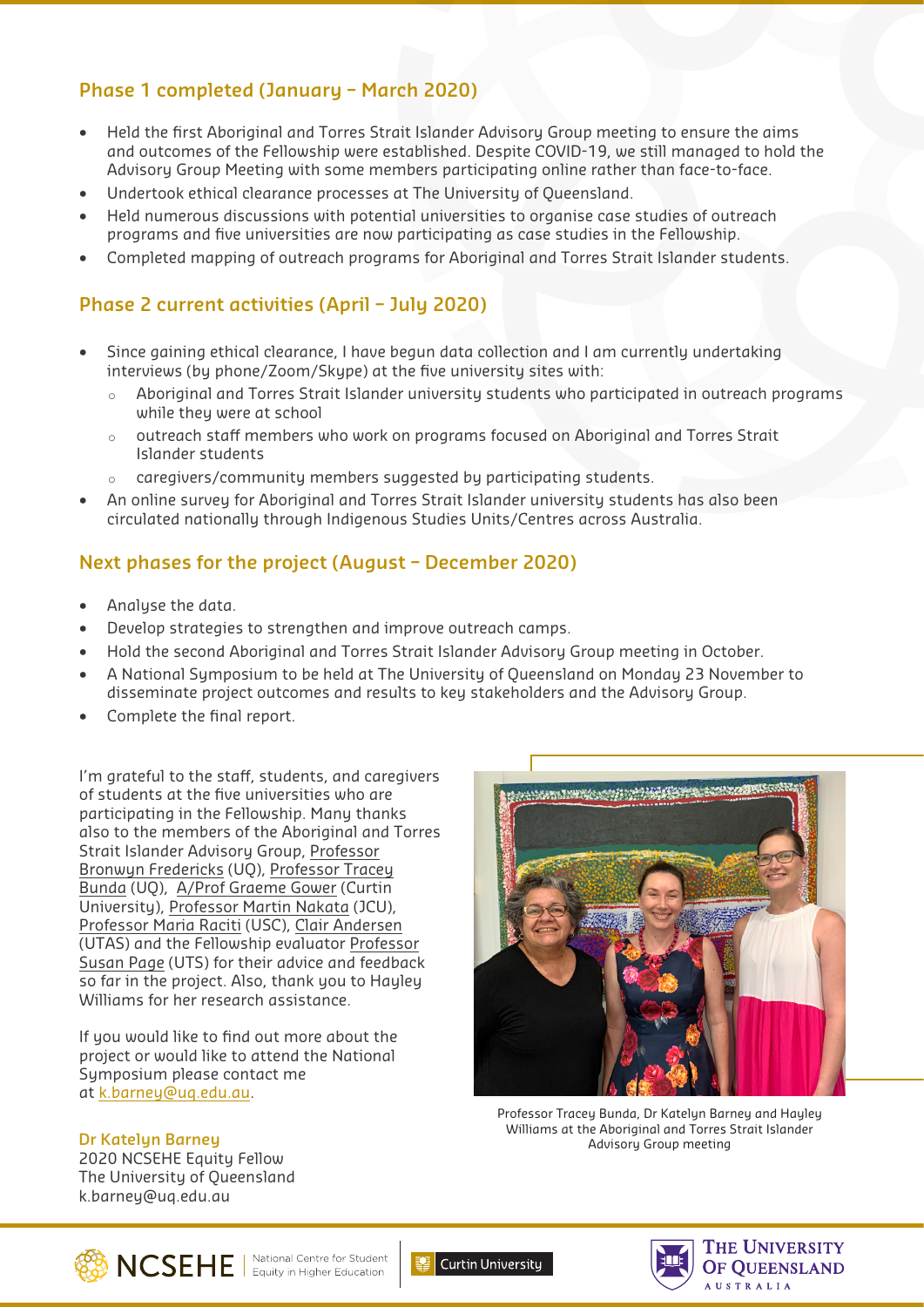## Phase 1 completed (January – March 2020)

- Held the first Aboriginal and Torres Strait Islander Advisory Group meeting to ensure the aims and outcomes of the Fellowship were established. Despite COVID-19, we still managed to hold the Advisory Group Meeting with some members participating online rather than face-to-face.
- Undertook ethical clearance processes at The University of Queensland.
- Held numerous discussions with potential universities to organise case studies of outreach programs and five universities are now participating as case studies in the Fellowship.
- Completed mapping of outreach programs for Aboriginal and Torres Strait Islander students.

## Phase 2 current activities (April – July 2020)

- Since gaining ethical clearance, I have begun data collection and I am currently undertaking interviews (by phone/Zoom/Skype) at the five university sites with:
  - Aboriginal and Torres Strait Islander university students who participated in outreach programs while they were at school
  - outreach staff members who work on programs focused on Aboriginal and Torres Strait Islander students
  - caregivers/community members suggested by participating students.
- An online survey for Aboriginal and Torres Strait Islander university students has also been circulated nationally through Indigenous Studies Units/Centres across Australia.

## Next phases for the project (August – December 2020)

- Analyse the data.
- Develop strategies to strengthen and improve outreach camps.
- Hold the second Aboriginal and Torres Strait Islander Advisory Group meeting in October.
- A National Symposium to be held at The University of Queensland on Monday 23 November to disseminate project outcomes and results to key stakeholders and the Advisory Group.
- Complete the final report.

I'm grateful to the staff, students, and caregivers of students at the five universities who are participating in the Fellowship. Many thanks also to the members of the Aboriginal and Torres Strait Islander Advisory Group, Professor Bronwyn Fredericks (UQ), Professor Tracey Bunda (UQ), A/Prof Graeme Gower (Curtin University), Professor Martin Nakata (JCU), Professor Maria Raciti (USC), Clair Andersen (UTAS) and the Fellowship evaluator Professor Susan Page (UTS) for their advice and feedback so far in the project. Also, thank you to Hayley Williams for her research assistance.

If you would like to find out more about the project or would like to attend the National Symposium please contact me at k.barney@uq.edu.au.

Professor Tracey Bunda, Dr Katelyn Barney and Hayley Williams at the Aboriginal and Torres Strait Islander Advisory Group meeting

**Dr Katelyn Barney**
2020 NCSEHE Equity Fellow
The University of Queensland
k.barney@uq.edu.au